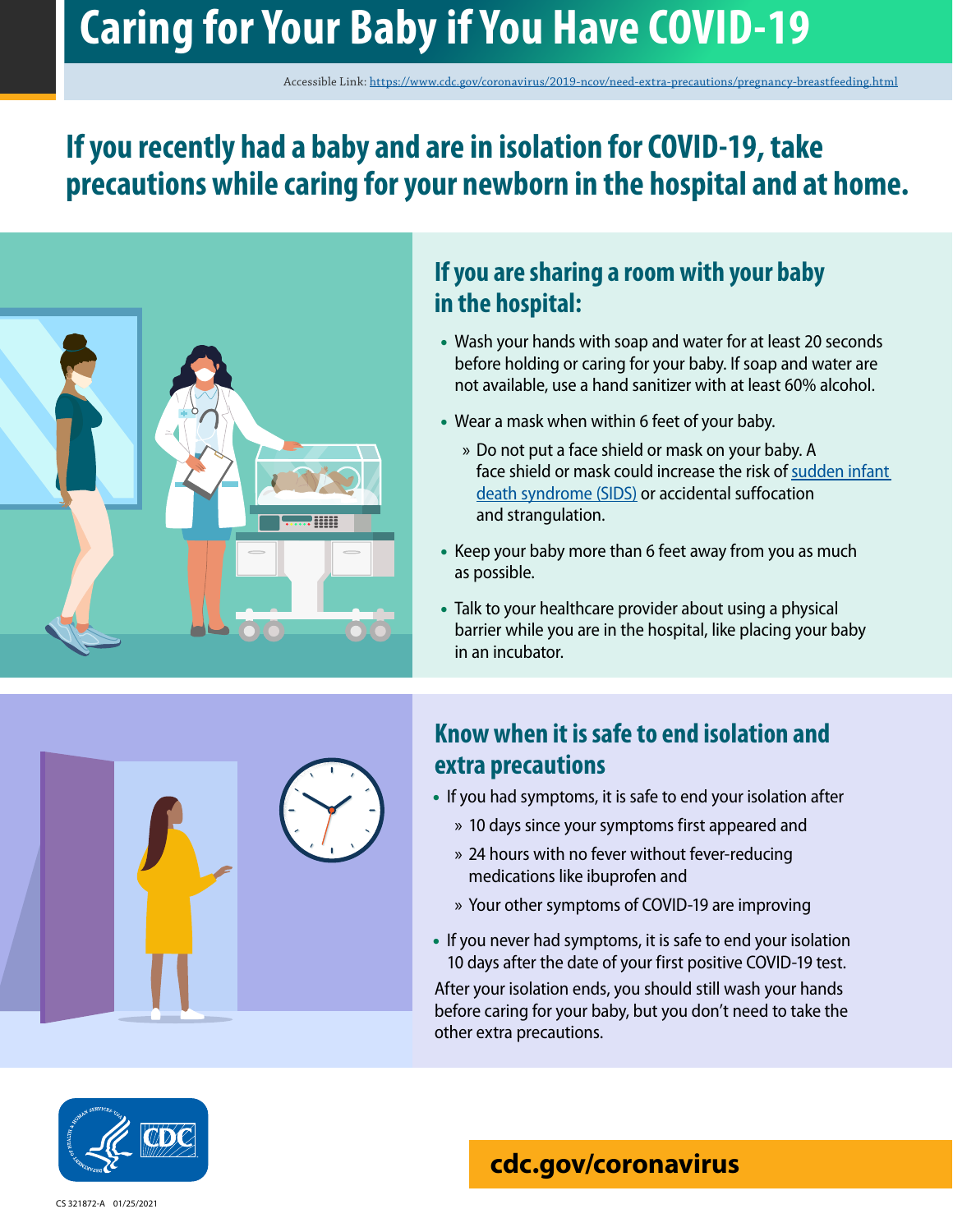# Caring for Your Baby if You Have COVID-19

Accessible Link: https://www.cdc.gov/coronavirus/2019-ncov/need-extra-precautions/pregnancy-breastfeeding.html

## If you recently had a baby and are in isolation for COVID-19, take precautions while caring for your newborn in the hospital and at home.

### If you are sharing a room with your baby in the hospital:

- Wash your hands with soap and water for at least 20 seconds before holding or caring for your baby. If soap and water are not available, use a hand sanitizer with at least 60% alcohol.
- Wear a mask when within 6 feet of your baby.
  - Do not put a face shield or mask on your baby. A face shield or mask could increase the risk of sudden infant death syndrome (SIDS) or accidental suffocation and strangulation.
- Keep your baby more than 6 feet away from you as much as possible.
- Talk to your healthcare provider about using a physical barrier while you are in the hospital, like placing your baby in an incubator.

### Know when it is safe to end isolation and extra precautions

- If you had symptoms, it is safe to end your isolation after
  - 10 days since your symptoms first appeared and
  - 24 hours with no fever without fever-reducing medications like ibuprofen and
  - Your other symptoms of COVID-19 are improving
- If you never had symptoms, it is safe to end your isolation 10 days after the date of your first positive COVID-19 test.

After your isolation ends, you should still wash your hands before caring for your baby, but you don't need to take the other extra precautions.

**cdc.gov/coronavirus**

CS 321872-A 01/25/2021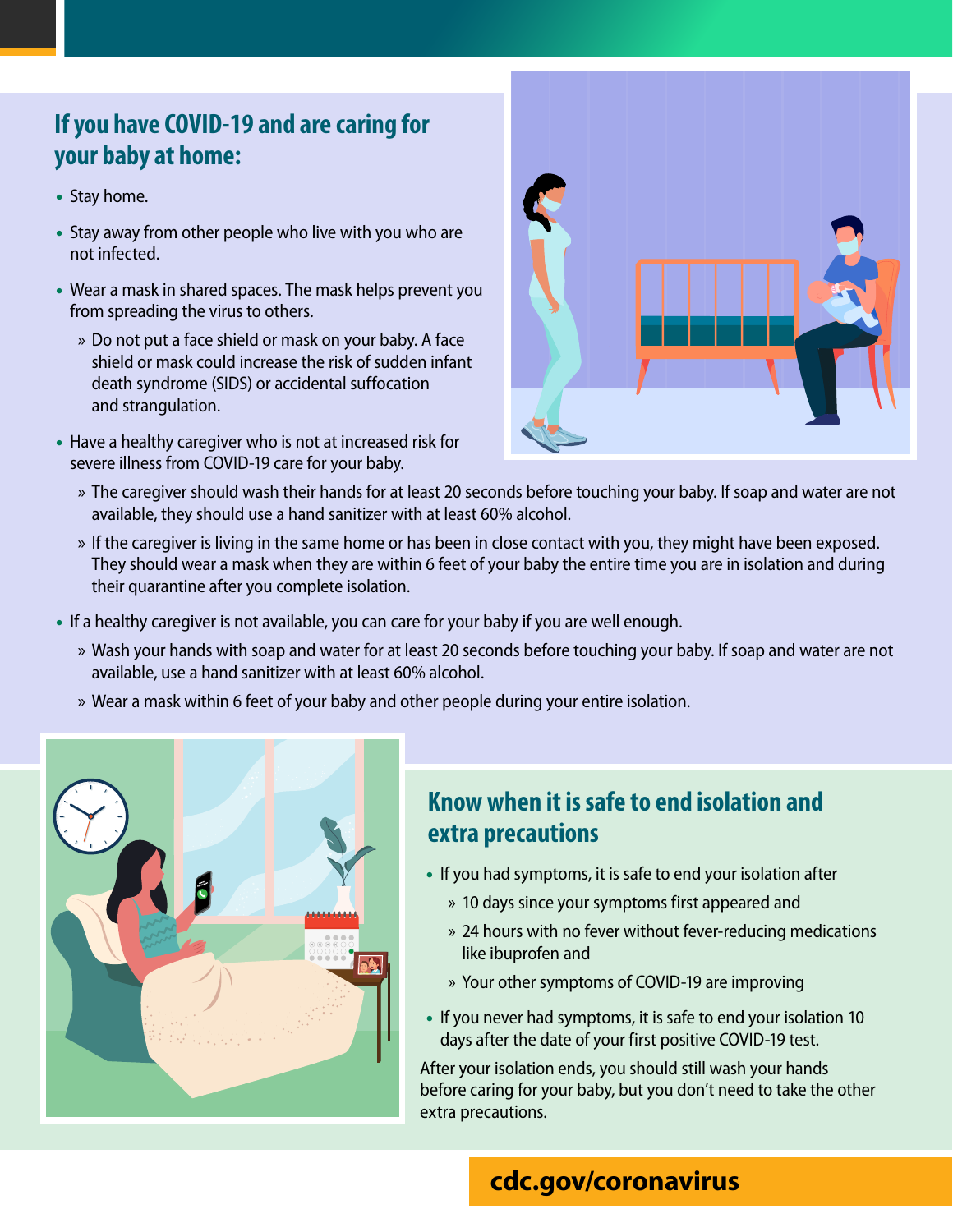## If you have COVID-19 and are caring for your baby at home:

- Stay home.
- Stay away from other people who live with you who are not infected.
- Wear a mask in shared spaces. The mask helps prevent you from spreading the virus to others.
  - Do not put a face shield or mask on your baby. A face shield or mask could increase the risk of sudden infant death syndrome (SIDS) or accidental suffocation and strangulation.
- Have a healthy caregiver who is not at increased risk for severe illness from COVID-19 care for your baby.
  - The caregiver should wash their hands for at least 20 seconds before touching your baby. If soap and water are not available, they should use a hand sanitizer with at least 60% alcohol.
  - If the caregiver is living in the same home or has been in close contact with you, they might have been exposed. They should wear a mask when they are within 6 feet of your baby the entire time you are in isolation and during their quarantine after you complete isolation.
- If a healthy caregiver is not available, you can care for your baby if you are well enough.
  - Wash your hands with soap and water for at least 20 seconds before touching your baby. If soap and water are not available, use a hand sanitizer with at least 60% alcohol.
  - Wear a mask within 6 feet of your baby and other people during your entire isolation.

## Know when it is safe to end isolation and extra precautions

- If you had symptoms, it is safe to end your isolation after
  - 10 days since your symptoms first appeared and
  - 24 hours with no fever without fever-reducing medications like ibuprofen and
  - Your other symptoms of COVID-19 are improving
- If you never had symptoms, it is safe to end your isolation 10 days after the date of your first positive COVID-19 test.

After your isolation ends, you should still wash your hands before caring for your baby, but you don't need to take the other extra precautions.

**cdc.gov/coronavirus**